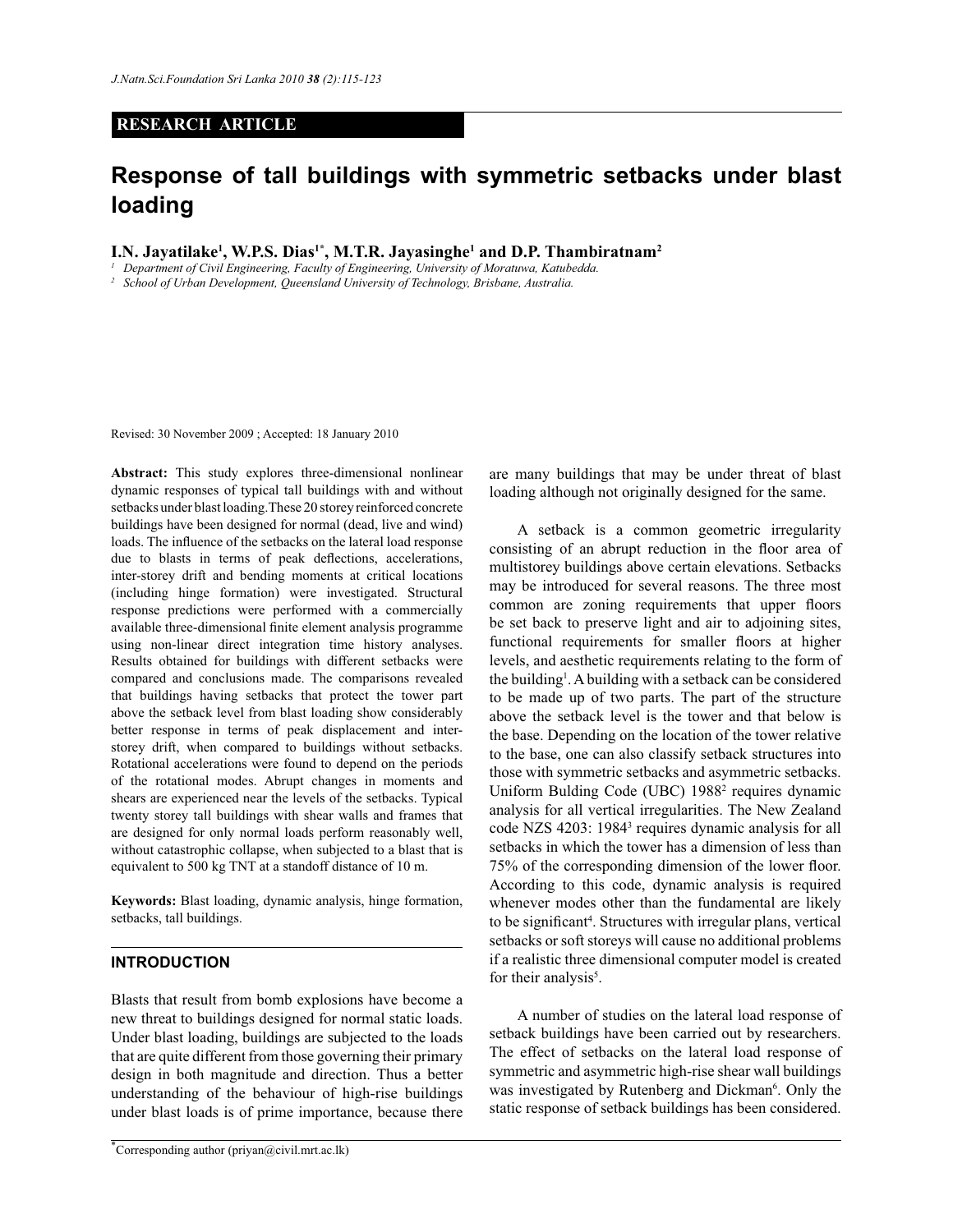**RESEARCH ARTICLE**

# Response of tall buildings with symmetric setbacks under blast loading

**I.N. Jayatilake[1], W.P.S. Dias[1*], M.T.R. Jayasinghe[1] and D.P. Thambiratnam[2]**

[1] Department of Civil Engineering, Faculty of Engineering, University of Moratuwa, Katubedda.

[2] School of Urban Development, Queensland University of Technology, Brisbane, Australia.

Revised: 30 November 2009 ; Accepted: 18 January 2010

**Abstract:** This study explores three-dimensional nonlinear dynamic responses of typical tall buildings with and without setbacks under blast loading. These 20 storey reinforced concrete buildings have been designed for normal (dead, live and wind) loads. The influence of the setbacks on the lateral load response due to blasts in terms of peak deflections, accelerations, inter-storey drift and bending moments at critical locations (including hinge formation) were investigated. Structural response predictions were performed with a commercially available three-dimensional finite element analysis programme using non-linear direct integration time history analyses. Results obtained for buildings with different setbacks were compared and conclusions made. The comparisons revealed that buildings having setbacks that protect the tower part above the setback level from blast loading show considerably better response in terms of peak displacement and inter-storey drift, when compared to buildings without setbacks. Rotational accelerations were found to depend on the periods of the rotational modes. Abrupt changes in moments and shears are experienced near the levels of the setbacks. Typical twenty storey tall buildings with shear walls and frames that are designed for only normal loads perform reasonably well, without catastrophic collapse, when subjected to a blast that is equivalent to 500 kg TNT at a standoff distance of 10 m.

**Keywords:** Blast loading, dynamic analysis, hinge formation, setbacks, tall buildings.

## INTRODUCTION

Blasts that result from bomb explosions have become a new threat to buildings designed for normal static loads. Under blast loading, buildings are subjected to the loads that are quite different from those governing their primary design in both magnitude and direction. Thus a better understanding of the behaviour of high-rise buildings under blast loads is of prime importance, because there are many buildings that may be under threat of blast loading although not originally designed for the same.

A setback is a common geometric irregularity consisting of an abrupt reduction in the floor area of multistorey buildings above certain elevations. Setbacks may be introduced for several reasons. The three most common are zoning requirements that upper floors be set back to preserve light and air to adjoining sites, functional requirements for smaller floors at higher levels, and aesthetic requirements relating to the form of the building[1]. A building with a setback can be considered to be made up of two parts. The part of the structure above the setback level is the tower and that below is the base. Depending on the location of the tower relative to the base, one can also classify setback structures into those with symmetric setbacks and asymmetric setbacks. Uniform Bulding Code (UBC) 1988[2] requires dynamic analysis for all vertical irregularities. The New Zealand code NZS 4203: 1984[3] requires dynamic analysis for all setbacks in which the tower has a dimension of less than 75% of the corresponding dimension of the lower floor. According to this code, dynamic analysis is required whenever modes other than the fundamental are likely to be significant[4]. Structures with irregular plans, vertical setbacks or soft storeys will cause no additional problems if a realistic three dimensional computer model is created for their analysis[5].

A number of studies on the lateral load response of setback buildings have been carried out by researchers. The effect of setbacks on the lateral load response of symmetric and asymmetric high-rise shear wall buildings was investigated by Rutenberg and Dickman[6]. Only the static response of setback buildings has been considered.

[*] Corresponding author (priyan@civil.mrt.ac.lk)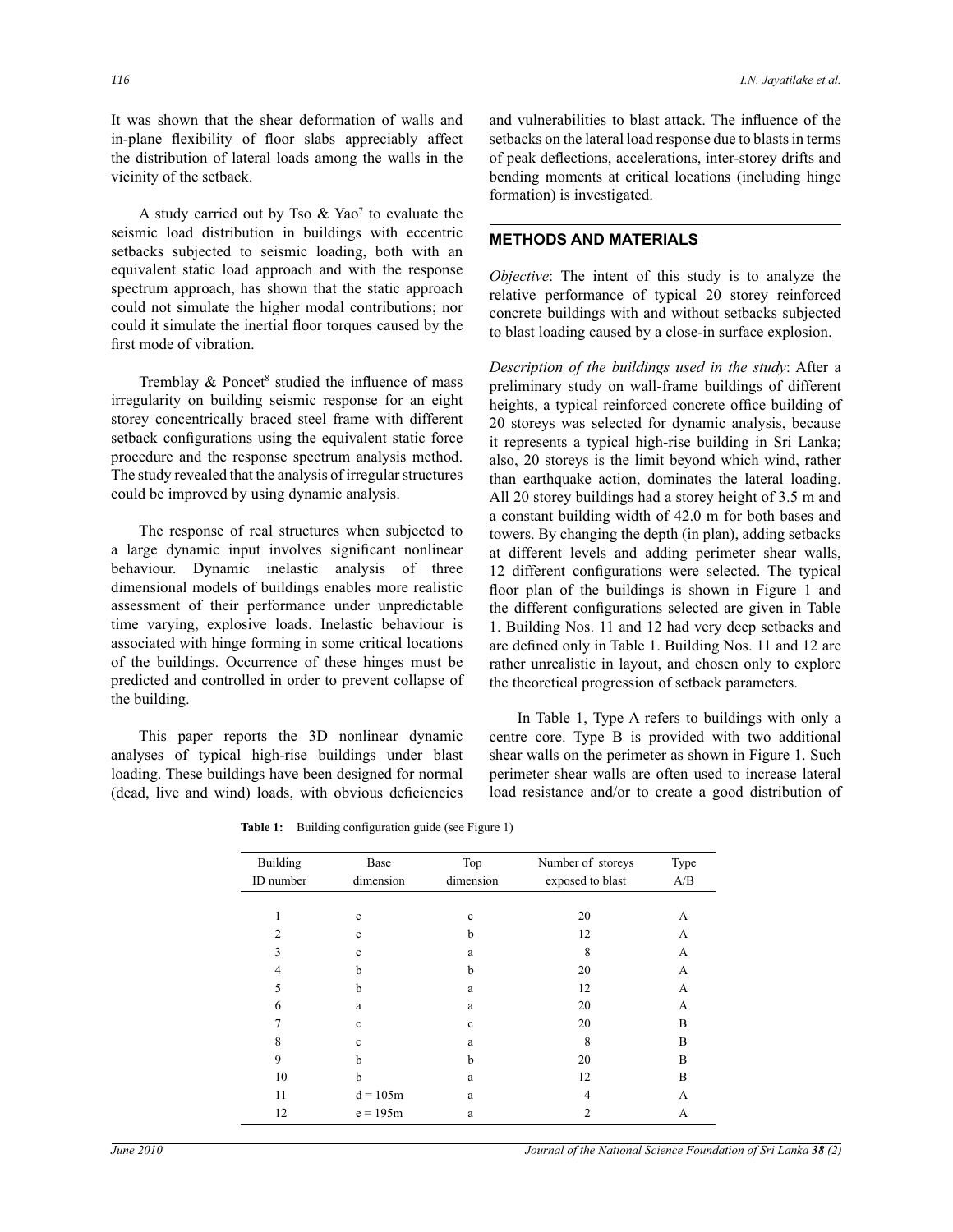It was shown that the shear deformation of walls and in-plane flexibility of floor slabs appreciably affect the distribution of lateral loads among the walls in the vicinity of the setback.

A study carried out by Tso & Yao[7] to evaluate the seismic load distribution in buildings with eccentric setbacks subjected to seismic loading, both with an equivalent static load approach and with the response spectrum approach, has shown that the static approach could not simulate the higher modal contributions; nor could it simulate the inertial floor torques caused by the first mode of vibration.

Tremblay & Poncet[8] studied the influence of mass irregularity on building seismic response for an eight storey concentrically braced steel frame with different setback configurations using the equivalent static force procedure and the response spectrum analysis method. The study revealed that the analysis of irregular structures could be improved by using dynamic analysis.

The response of real structures when subjected to a large dynamic input involves significant nonlinear behaviour. Dynamic inelastic analysis of three dimensional models of buildings enables more realistic assessment of their performance under unpredictable time varying, explosive loads. Inelastic behaviour is associated with hinge forming in some critical locations of the buildings. Occurrence of these hinges must be predicted and controlled in order to prevent collapse of the building.

This paper reports the 3D nonlinear dynamic analyses of typical high-rise buildings under blast loading. These buildings have been designed for normal (dead, live and wind) loads, with obvious deficiencies and vulnerabilities to blast attack. The influence of the setbacks on the lateral load response due to blasts in terms of peak deflections, accelerations, inter-storey drifts and bending moments at critical locations (including hinge formation) is investigated.

## METHODS AND MATERIALS

*Objective*: The intent of this study is to analyze the relative performance of typical 20 storey reinforced concrete buildings with and without setbacks subjected to blast loading caused by a close-in surface explosion.

*Description of the buildings used in the study*: After a preliminary study on wall-frame buildings of different heights, a typical reinforced concrete office building of 20 storeys was selected for dynamic analysis, because it represents a typical high-rise building in Sri Lanka; also, 20 storeys is the limit beyond which wind, rather than earthquake action, dominates the lateral loading. All 20 storey buildings had a storey height of 3.5 m and a constant building width of 42.0 m for both bases and towers. By changing the depth (in plan), adding setbacks at different levels and adding perimeter shear walls, 12 different configurations were selected. The typical floor plan of the buildings is shown in Figure 1 and the different configurations selected are given in Table 1. Building Nos. 11 and 12 had very deep setbacks and are defined only in Table 1. Building Nos. 11 and 12 are rather unrealistic in layout, and chosen only to explore the theoretical progression of setback parameters.

In Table 1, Type A refers to buildings with only a centre core. Type B is provided with two additional shear walls on the perimeter as shown in Figure 1. Such perimeter shear walls are often used to increase lateral load resistance and/or to create a good distribution of

**Table 1:** Building configuration guide (see Figure 1)

| Building ID number | Base dimension | Top dimension | Number of storeys exposed to blast | Type A/B |
|---|---|---|---|---|
| 1 | c | c | 20 | A |
| 2 | c | b | 12 | A |
| 3 | c | a | 8 | A |
| 4 | b | b | 20 | A |
| 5 | b | a | 12 | A |
| 6 | a | a | 20 | A |
| 7 | c | c | 20 | B |
| 8 | c | a | 8 | B |
| 9 | b | b | 20 | B |
| 10 | b | a | 12 | B |
| 11 | d = 105m | a | 4 | A |
| 12 | e = 195m | a | 2 | A |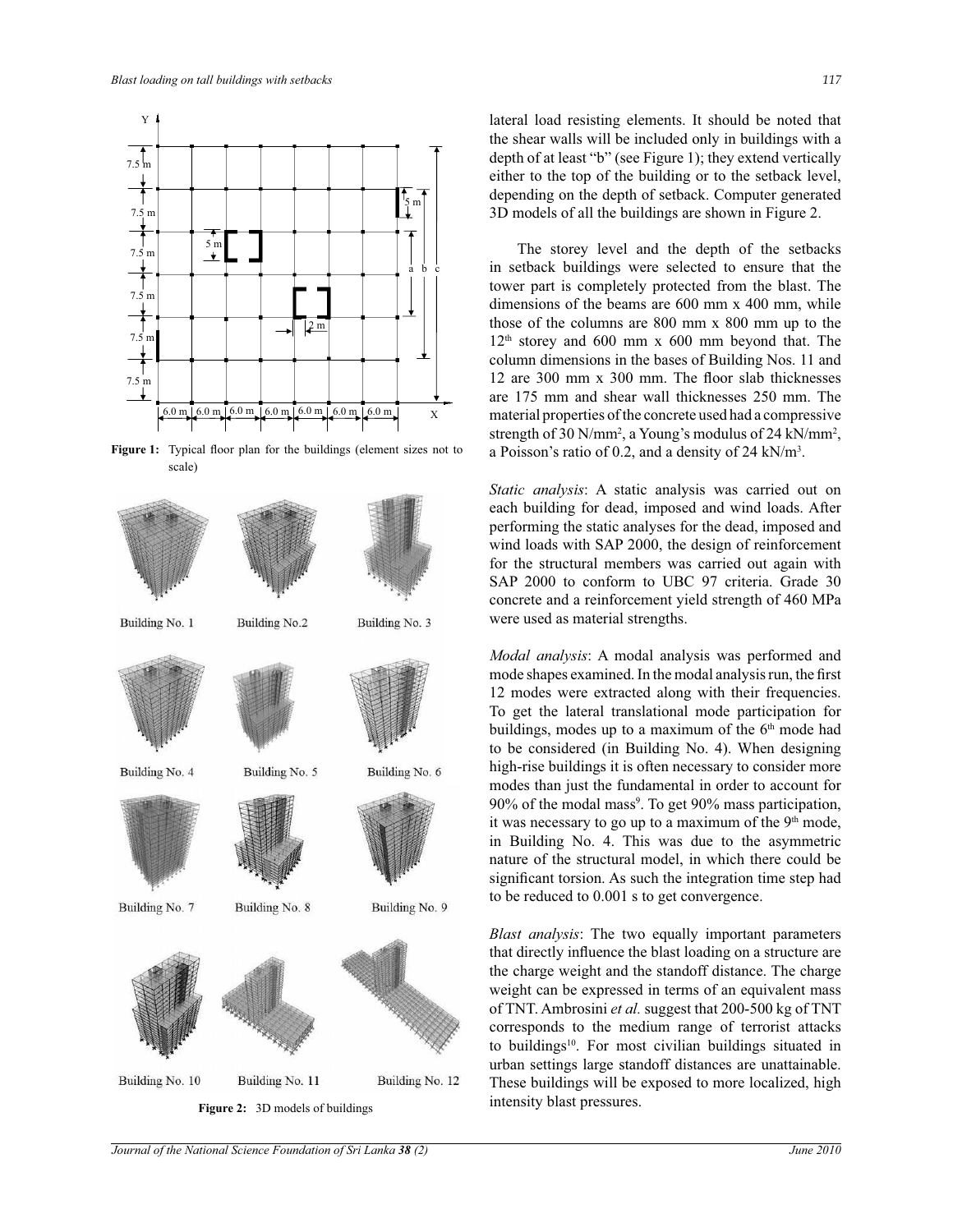**Figure 1:** Typical floor plan for the buildings (element sizes not to scale)

**Figure 2:** 3D models of buildings

lateral load resisting elements. It should be noted that the shear walls will be included only in buildings with a depth of at least "b" (see Figure 1); they extend vertically either to the top of the building or to the setback level, depending on the depth of setback. Computer generated 3D models of all the buildings are shown in Figure 2.

The storey level and the depth of the setbacks in setback buildings were selected to ensure that the tower part is completely protected from the blast. The dimensions of the beams are 600 mm x 400 mm, while those of the columns are 800 mm x 800 mm up to the 12th storey and 600 mm x 600 mm beyond that. The column dimensions in the bases of Building Nos. 11 and 12 are 300 mm x 300 mm. The floor slab thicknesses are 175 mm and shear wall thicknesses 250 mm. The material properties of the concrete used had a compressive strength of 30 N/mm$^2$, a Young's modulus of 24 kN/mm$^2$, a Poisson's ratio of 0.2, and a density of 24 kN/m$^3$.

*Static analysis*: A static analysis was carried out on each building for dead, imposed and wind loads. After performing the static analyses for the dead, imposed and wind loads with SAP 2000, the design of reinforcement for the structural members was carried out again with SAP 2000 to conform to UBC 97 criteria. Grade 30 concrete and a reinforcement yield strength of 460 MPa were used as material strengths.

*Modal analysis*: A modal analysis was performed and mode shapes examined. In the modal analysis run, the first 12 modes were extracted along with their frequencies. To get the lateral translational mode participation for buildings, modes up to a maximum of the 6th mode had to be considered (in Building No. 4). When designing high-rise buildings it is often necessary to consider more modes than just the fundamental in order to account for 90% of the modal mass[9]. To get 90% mass participation, it was necessary to go up to a maximum of the 9th mode, in Building No. 4. This was due to the asymmetric nature of the structural model, in which there could be significant torsion. As such the integration time step had to be reduced to 0.001 s to get convergence.

*Blast analysis*: The two equally important parameters that directly influence the blast loading on a structure are the charge weight and the standoff distance. The charge weight can be expressed in terms of an equivalent mass of TNT. Ambrosini *et al.* suggest that 200-500 kg of TNT corresponds to the medium range of terrorist attacks to buildings[10]. For most civilian buildings situated in urban settings large standoff distances are unattainable. These buildings will be exposed to more localized, high intensity blast pressures.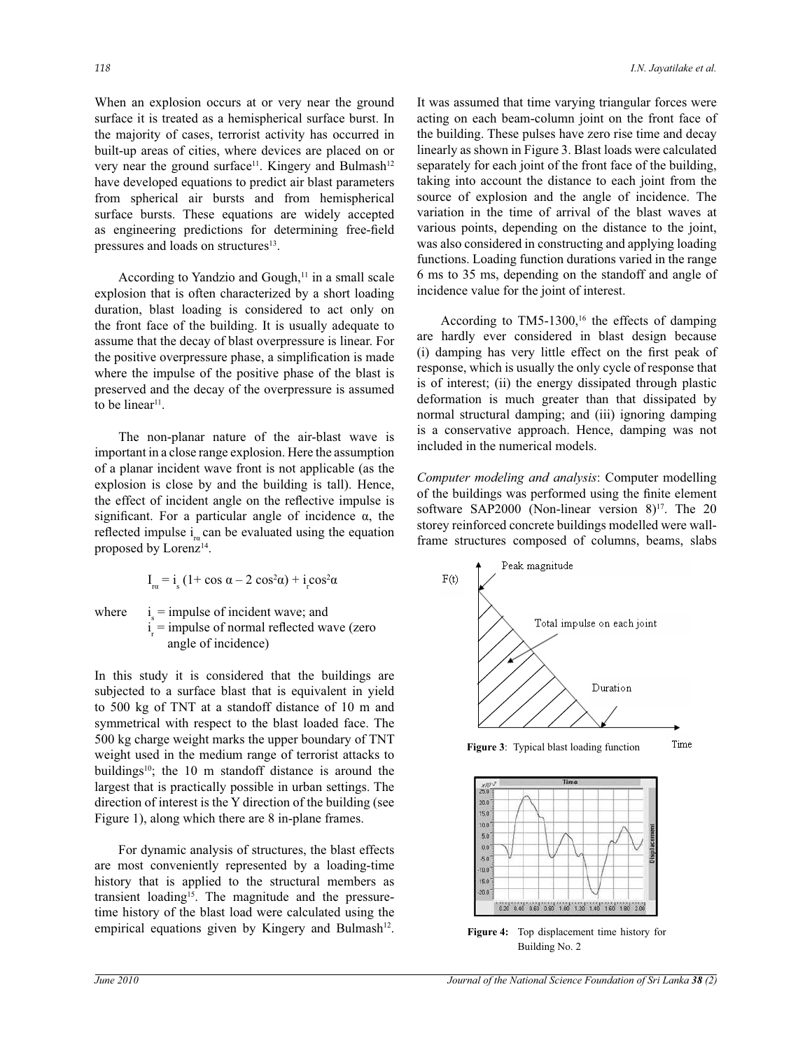When an explosion occurs at or very near the ground surface it is treated as a hemispherical surface burst. In the majority of cases, terrorist activity has occurred in built-up areas of cities, where devices are placed on or very near the ground surface[11]. Kingery and Bulmash[12] have developed equations to predict air blast parameters from spherical air bursts and from hemispherical surface bursts. These equations are widely accepted as engineering predictions for determining free-field pressures and loads on structures[13].

According to Yandzio and Gough,[11] in a small scale explosion that is often characterized by a short loading duration, blast loading is considered to act only on the front face of the building. It is usually adequate to assume that the decay of blast overpressure is linear. For the positive overpressure phase, a simplification is made where the impulse of the positive phase of the blast is preserved and the decay of the overpressure is assumed to be linear[11].

The non-planar nature of the air-blast wave is important in a close range explosion. Here the assumption of a planar incident wave front is not applicable (as the explosion is close by and the building is tall). Hence, the effect of incident angle on the reflective impulse is significant. For a particular angle of incidence α, the reflected impulse $i_{r\alpha}$ can be evaluated using the equation proposed by Lorenz[14].

$$I_{r\alpha} = i_s\,(1 + \cos\alpha - 2\cos^2\alpha) + i_r\cos^2\alpha$$

where $i_s$ = impulse of incident wave; and
$i_r$ = impulse of normal reflected wave (zero angle of incidence)

In this study it is considered that the buildings are subjected to a surface blast that is equivalent in yield to 500 kg of TNT at a standoff distance of 10 m and symmetrical with respect to the blast loaded face. The 500 kg charge weight marks the upper boundary of TNT weight used in the medium range of terrorist attacks to buildings[10]; the 10 m standoff distance is around the largest that is practically possible in urban settings. The direction of interest is the Y direction of the building (see Figure 1), along which there are 8 in-plane frames.

For dynamic analysis of structures, the blast effects are most conveniently represented by a loading-time history that is applied to the structural members as transient loading[15]. The magnitude and the pressure-time history of the blast load were calculated using the empirical equations given by Kingery and Bulmash[12]. It was assumed that time varying triangular forces were acting on each beam-column joint on the front face of the building. These pulses have zero rise time and decay linearly as shown in Figure 3. Blast loads were calculated separately for each joint of the front face of the building, taking into account the distance to each joint from the source of explosion and the angle of incidence. The variation in the time of arrival of the blast waves at various points, depending on the distance to the joint, was also considered in constructing and applying loading functions. Loading function durations varied in the range 6 ms to 35 ms, depending on the standoff and angle of incidence value for the joint of interest.

According to TM5-1300,[16] the effects of damping are hardly ever considered in blast design because (i) damping has very little effect on the first peak of response, which is usually the only cycle of response that is of interest; (ii) the energy dissipated through plastic deformation is much greater than that dissipated by normal structural damping; and (iii) ignoring damping is a conservative approach. Hence, damping was not included in the numerical models.

*Computer modeling and analysis*: Computer modelling of the buildings was performed using the finite element software SAP2000 (Non-linear version 8)[17]. The 20 storey reinforced concrete buildings modelled were wall-frame structures composed of columns, beams, slabs

**Figure 3**: Typical blast loading function

**Figure 4:** Top displacement time history for Building No. 2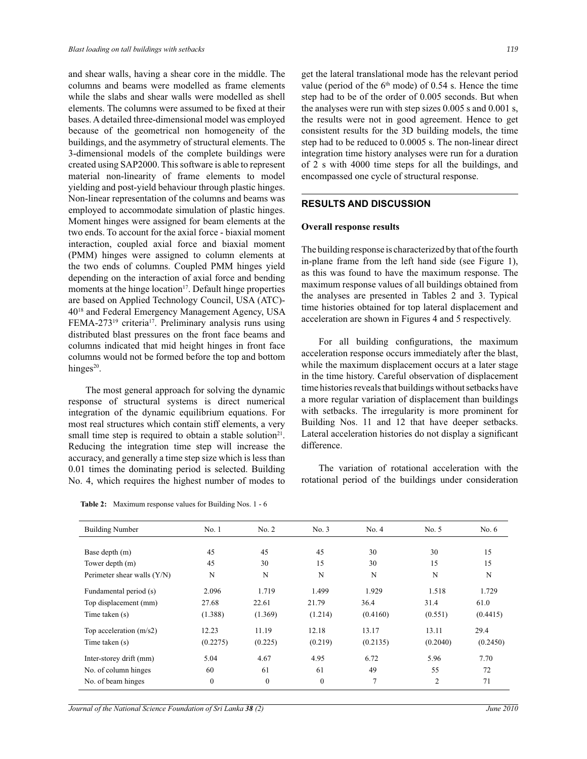and shear walls, having a shear core in the middle. The columns and beams were modelled as frame elements while the slabs and shear walls were modelled as shell elements. The columns were assumed to be fixed at their bases. A detailed three-dimensional model was employed because of the geometrical non homogeneity of the buildings, and the asymmetry of structural elements. The 3-dimensional models of the complete buildings were created using SAP2000. This software is able to represent material non-linearity of frame elements to model yielding and post-yield behaviour through plastic hinges. Non-linear representation of the columns and beams was employed to accommodate simulation of plastic hinges. Moment hinges were assigned for beam elements at the two ends. To account for the axial force - biaxial moment interaction, coupled axial force and biaxial moment (PMM) hinges were assigned to column elements at the two ends of columns. Coupled PMM hinges yield depending on the interaction of axial force and bending moments at the hinge location[17]. Default hinge properties are based on Applied Technology Council, USA (ATC)-40[18] and Federal Emergency Management Agency, USA FEMA-273[19] criteria[17]. Preliminary analysis runs using distributed blast pressures on the front face beams and columns indicated that mid height hinges in front face columns would not be formed before the top and bottom hinges[20].

The most general approach for solving the dynamic response of structural systems is direct numerical integration of the dynamic equilibrium equations. For most real structures which contain stiff elements, a very small time step is required to obtain a stable solution[21]. Reducing the integration time step will increase the accuracy, and generally a time step size which is less than 0.01 times the dominating period is selected. Building No. 4, which requires the highest number of modes to get the lateral translational mode has the relevant period value (period of the 6th mode) of 0.54 s. Hence the time step had to be of the order of 0.005 seconds. But when the analyses were run with step sizes 0.005 s and 0.001 s, the results were not in good agreement. Hence to get consistent results for the 3D building models, the time step had to be reduced to 0.0005 s. The non-linear direct integration time history analyses were run for a duration of 2 s with 4000 time steps for all the buildings, and encompassed one cycle of structural response.

## RESULTS AND DISCUSSION

### Overall response results

The building response is characterized by that of the fourth in-plane frame from the left hand side (see Figure 1), as this was found to have the maximum response. The maximum response values of all buildings obtained from the analyses are presented in Tables 2 and 3. Typical time histories obtained for top lateral displacement and acceleration are shown in Figures 4 and 5 respectively.

For all building configurations, the maximum acceleration response occurs immediately after the blast, while the maximum displacement occurs at a later stage in the time history. Careful observation of displacement time histories reveals that buildings without setbacks have a more regular variation of displacement than buildings with setbacks. The irregularity is more prominent for Building Nos. 11 and 12 that have deeper setbacks. Lateral acceleration histories do not display a significant difference.

The variation of rotational acceleration with the rotational period of the buildings under consideration

**Table 2:** Maximum response values for Building Nos. 1 - 6

| Building Number | No. 1 | No. 2 | No. 3 | No. 4 | No. 5 | No. 6 |
|---|---|---|---|---|---|---|
| Base depth (m) | 45 | 45 | 45 | 30 | 30 | 15 |
| Tower depth (m) | 45 | 30 | 15 | 30 | 15 | 15 |
| Perimeter shear walls (Y/N) | N | N | N | N | N | N |
| Fundamental period (s) | 2.096 | 1.719 | 1.499 | 1.929 | 1.518 | 1.729 |
| Top displacement (mm) | 27.68 | 22.61 | 21.79 | 36.4 | 31.4 | 61.0 |
| Time taken (s) | (1.388) | (1.369) | (1.214) | (0.4160) | (0.551) | (0.4415) |
| Top acceleration (m/s2) | 12.23 | 11.19 | 12.18 | 13.17 | 13.11 | 29.4 |
| Time taken (s) | (0.2275) | (0.225) | (0.219) | (0.2135) | (0.2040) | (0.2450) |
| Inter-storey drift (mm) | 5.04 | 4.67 | 4.95 | 6.72 | 5.96 | 7.70 |
| No. of column hinges | 60 | 61 | 61 | 49 | 55 | 72 |
| No. of beam hinges | 0 | 0 | 0 | 7 | 2 | 71 |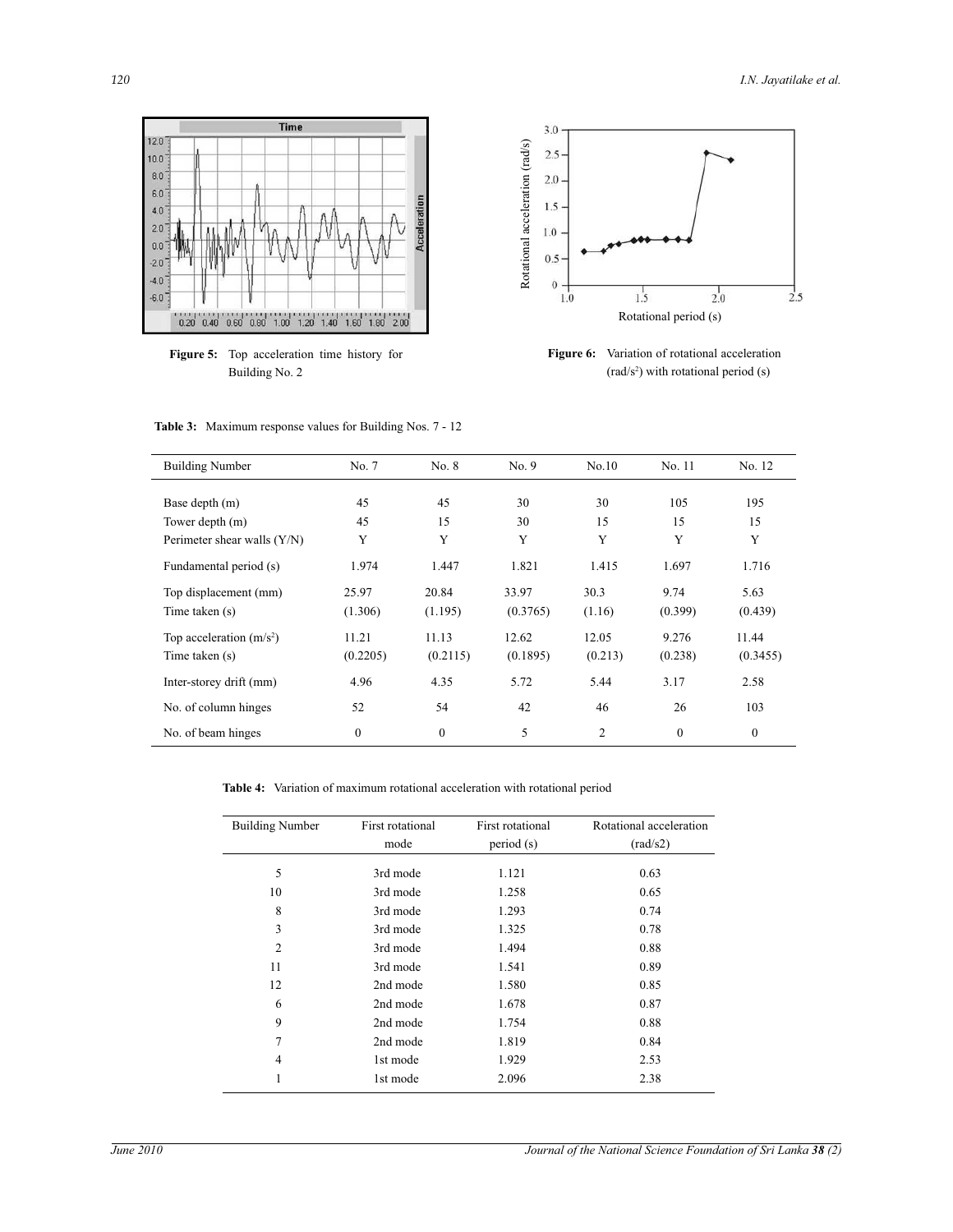Figure 5: Top acceleration time history for Building No. 2

Figure 6: Variation of rotational acceleration (rad/s$^2$) with rotational period (s)

**Table 3:** Maximum response values for Building Nos. 7 - 12

| Building Number | No. 7 | No. 8 | No. 9 | No.10 | No. 11 | No. 12 |
|---|---|---|---|---|---|---|
| Base depth (m) | 45 | 45 | 30 | 30 | 105 | 195 |
| Tower depth (m) | 45 | 15 | 30 | 15 | 15 | 15 |
| Perimeter shear walls (Y/N) | Y | Y | Y | Y | Y | Y |
| Fundamental period (s) | 1.974 | 1.447 | 1.821 | 1.415 | 1.697 | 1.716 |
| Top displacement (mm) | 25.97 | 20.84 | 33.97 | 30.3 | 9.74 | 5.63 |
| Time taken (s) | (1.306) | (1.195) | (0.3765) | (1.16) | (0.399) | (0.439) |
| Top acceleration (m/s$^2$) | 11.21 | 11.13 | 12.62 | 12.05 | 9.276 | 11.44 |
| Time taken (s) | (0.2205) | (0.2115) | (0.1895) | (0.213) | (0.238) | (0.3455) |
| Inter-storey drift (mm) | 4.96 | 4.35 | 5.72 | 5.44 | 3.17 | 2.58 |
| No. of column hinges | 52 | 54 | 42 | 46 | 26 | 103 |
| No. of beam hinges | 0 | 0 | 5 | 2 | 0 | 0 |

**Table 4:** Variation of maximum rotational acceleration with rotational period

| Building Number | First rotational mode | First rotational period (s) | Rotational acceleration (rad/s2) |
|---|---|---|---|
| 5 | 3rd mode | 1.121 | 0.63 |
| 10 | 3rd mode | 1.258 | 0.65 |
| 8 | 3rd mode | 1.293 | 0.74 |
| 3 | 3rd mode | 1.325 | 0.78 |
| 2 | 3rd mode | 1.494 | 0.88 |
| 11 | 3rd mode | 1.541 | 0.89 |
| 12 | 2nd mode | 1.580 | 0.85 |
| 6 | 2nd mode | 1.678 | 0.87 |
| 9 | 2nd mode | 1.754 | 0.88 |
| 7 | 2nd mode | 1.819 | 0.84 |
| 4 | 1st mode | 1.929 | 2.53 |
| 1 | 1st mode | 2.096 | 2.38 |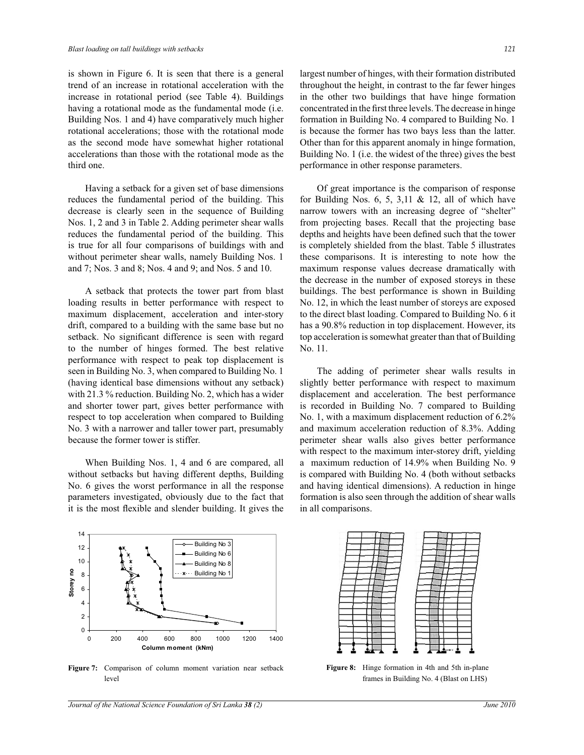is shown in Figure 6. It is seen that there is a general trend of an increase in rotational acceleration with the increase in rotational period (see Table 4). Buildings having a rotational mode as the fundamental mode (i.e. Building Nos. 1 and 4) have comparatively much higher rotational accelerations; those with the rotational mode as the second mode have somewhat higher rotational accelerations than those with the rotational mode as the third one.

Having a setback for a given set of base dimensions reduces the fundamental period of the building. This decrease is clearly seen in the sequence of Building Nos. 1, 2 and 3 in Table 2. Adding perimeter shear walls reduces the fundamental period of the building. This is true for all four comparisons of buildings with and without perimeter shear walls, namely Building Nos. 1 and 7; Nos. 3 and 8; Nos. 4 and 9; and Nos. 5 and 10.

A setback that protects the tower part from blast loading results in better performance with respect to maximum displacement, acceleration and inter-story drift, compared to a building with the same base but no setback. No significant difference is seen with regard to the number of hinges formed. The best relative performance with respect to peak top displacement is seen in Building No. 3, when compared to Building No. 1 (having identical base dimensions without any setback) with 21.3 % reduction. Building No. 2, which has a wider and shorter tower part, gives better performance with respect to top acceleration when compared to Building No. 3 with a narrower and taller tower part, presumably because the former tower is stiffer.

When Building Nos. 1, 4 and 6 are compared, all without setbacks but having different depths, Building No. 6 gives the worst performance in all the response parameters investigated, obviously due to the fact that it is the most flexible and slender building. It gives the largest number of hinges, with their formation distributed throughout the height, in contrast to the far fewer hinges in the other two buildings that have hinge formation concentrated in the first three levels. The decrease in hinge formation in Building No. 4 compared to Building No. 1 is because the former has two bays less than the latter. Other than for this apparent anomaly in hinge formation, Building No. 1 (i.e. the widest of the three) gives the best performance in other response parameters.

Of great importance is the comparison of response for Building Nos. 6, 5, 3,11 & 12, all of which have narrow towers with an increasing degree of "shelter" from projecting bases. Recall that the projecting base depths and heights have been defined such that the tower is completely shielded from the blast. Table 5 illustrates these comparisons. It is interesting to note how the maximum response values decrease dramatically with the decrease in the number of exposed storeys in these buildings. The best performance is shown in Building No. 12, in which the least number of storeys are exposed to the direct blast loading. Compared to Building No. 6 it has a 90.8% reduction in top displacement. However, its top acceleration is somewhat greater than that of Building No. 11.

The adding of perimeter shear walls results in slightly better performance with respect to maximum displacement and acceleration. The best performance is recorded in Building No. 7 compared to Building No. 1, with a maximum displacement reduction of 6.2% and maximum acceleration reduction of 8.3%. Adding perimeter shear walls also gives better performance with respect to the maximum inter-storey drift, yielding a maximum reduction of 14.9% when Building No. 9 is compared with Building No. 4 (both without setbacks and having identical dimensions). A reduction in hinge formation is also seen through the addition of shear walls in all comparisons.

**Figure 7:** Comparison of column moment variation near setback level

**Figure 8:** Hinge formation in 4th and 5th in-plane frames in Building No. 4 (Blast on LHS)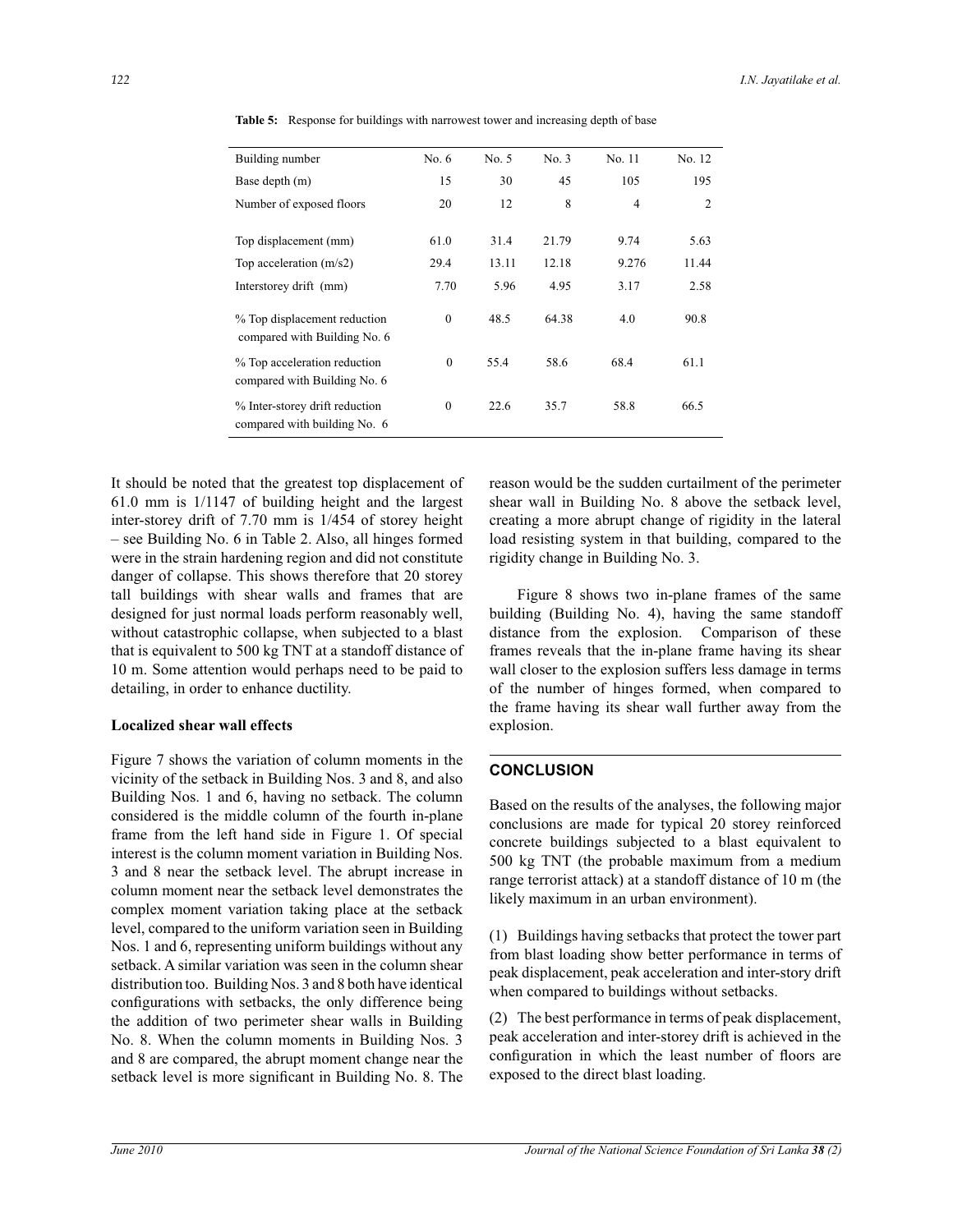**Table 5:** Response for buildings with narrowest tower and increasing depth of base

| Building number | No. 6 | No. 5 | No. 3 | No. 11 | No. 12 |
|---|---|---|---|---|---|
| Base depth (m) | 15 | 30 | 45 | 105 | 195 |
| Number of exposed floors | 20 | 12 | 8 | 4 | 2 |
| Top displacement (mm) | 61.0 | 31.4 | 21.79 | 9.74 | 5.63 |
| Top acceleration (m/s2) | 29.4 | 13.11 | 12.18 | 9.276 | 11.44 |
| Interstorey drift (mm) | 7.70 | 5.96 | 4.95 | 3.17 | 2.58 |
| % Top displacement reduction compared with Building No. 6 | 0 | 48.5 | 64.38 | 4.0 | 90.8 |
| % Top acceleration reduction compared with Building No. 6 | 0 | 55.4 | 58.6 | 68.4 | 61.1 |
| % Inter-storey drift reduction compared with building No. 6 | 0 | 22.6 | 35.7 | 58.8 | 66.5 |

It should be noted that the greatest top displacement of 61.0 mm is 1/1147 of building height and the largest inter-storey drift of 7.70 mm is 1/454 of storey height – see Building No. 6 in Table 2. Also, all hinges formed were in the strain hardening region and did not constitute danger of collapse. This shows therefore that 20 storey tall buildings with shear walls and frames that are designed for just normal loads perform reasonably well, without catastrophic collapse, when subjected to a blast that is equivalent to 500 kg TNT at a standoff distance of 10 m. Some attention would perhaps need to be paid to detailing, in order to enhance ductility.

**Localized shear wall effects**

Figure 7 shows the variation of column moments in the vicinity of the setback in Building Nos. 3 and 8, and also Building Nos. 1 and 6, having no setback. The column considered is the middle column of the fourth in-plane frame from the left hand side in Figure 1. Of special interest is the column moment variation in Building Nos. 3 and 8 near the setback level. The abrupt increase in column moment near the setback level demonstrates the complex moment variation taking place at the setback level, compared to the uniform variation seen in Building Nos. 1 and 6, representing uniform buildings without any setback. A similar variation was seen in the column shear distribution too. Building Nos. 3 and 8 both have identical configurations with setbacks, the only difference being the addition of two perimeter shear walls in Building No. 8. When the column moments in Building Nos. 3 and 8 are compared, the abrupt moment change near the setback level is more significant in Building No. 8. The reason would be the sudden curtailment of the perimeter shear wall in Building No. 8 above the setback level, creating a more abrupt change of rigidity in the lateral load resisting system in that building, compared to the rigidity change in Building No. 3.

Figure 8 shows two in-plane frames of the same building (Building No. 4), having the same standoff distance from the explosion. Comparison of these frames reveals that the in-plane frame having its shear wall closer to the explosion suffers less damage in terms of the number of hinges formed, when compared to the frame having its shear wall further away from the explosion.

## CONCLUSION

Based on the results of the analyses, the following major conclusions are made for typical 20 storey reinforced concrete buildings subjected to a blast equivalent to 500 kg TNT (the probable maximum from a medium range terrorist attack) at a standoff distance of 10 m (the likely maximum in an urban environment).

(1) Buildings having setbacks that protect the tower part from blast loading show better performance in terms of peak displacement, peak acceleration and inter-story drift when compared to buildings without setbacks.

(2) The best performance in terms of peak displacement, peak acceleration and inter-storey drift is achieved in the configuration in which the least number of floors are exposed to the direct blast loading.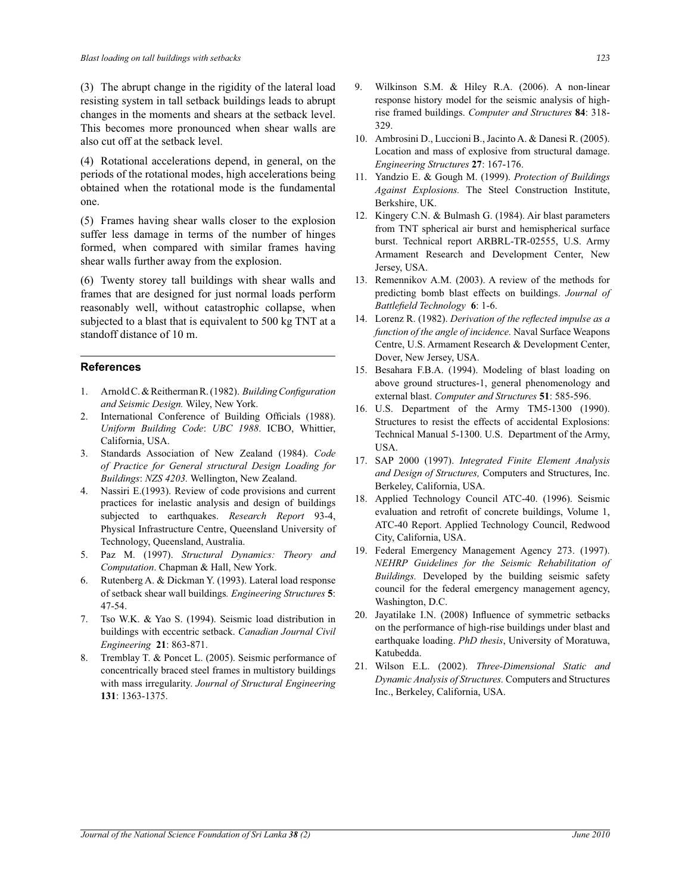(3) The abrupt change in the rigidity of the lateral load resisting system in tall setback buildings leads to abrupt changes in the moments and shears at the setback level. This becomes more pronounced when shear walls are also cut off at the setback level.

(4) Rotational accelerations depend, in general, on the periods of the rotational modes, high accelerations being obtained when the rotational mode is the fundamental one.

(5) Frames having shear walls closer to the explosion suffer less damage in terms of the number of hinges formed, when compared with similar frames having shear walls further away from the explosion.

(6) Twenty storey tall buildings with shear walls and frames that are designed for just normal loads perform reasonably well, without catastrophic collapse, when subjected to a blast that is equivalent to 500 kg TNT at a standoff distance of 10 m.

## References

1. Arnold C. & Reitherman R. (1982). *Building Configuration and Seismic Design.* Wiley, New York.
2. International Conference of Building Officials (1988). *Uniform Building Code*: *UBC 1988*. ICBO, Whittier, California, USA.
3. Standards Association of New Zealand (1984). *Code of Practice for General structural Design Loading for Buildings*: *NZS 4203.* Wellington, New Zealand.
4. Nassiri E.(1993). Review of code provisions and current practices for inelastic analysis and design of buildings subjected to earthquakes. *Research Report* 93-4, Physical Infrastructure Centre, Queensland University of Technology, Queensland, Australia.
5. Paz M. (1997). *Structural Dynamics: Theory and Computation*. Chapman & Hall, New York.
6. Rutenberg A. & Dickman Y. (1993). Lateral load response of setback shear wall buildings*. Engineering Structures* **5**: 47-54.
7. Tso W.K. & Yao S. (1994). Seismic load distribution in buildings with eccentric setback. *Canadian Journal Civil Engineering* **21**: 863-871.
8. Tremblay T. & Poncet L. (2005). Seismic performance of concentrically braced steel frames in multistory buildings with mass irregularity. *Journal of Structural Engineering* **131**: 1363-1375.
9. Wilkinson S.M. & Hiley R.A. (2006). A non-linear response history model for the seismic analysis of high-rise framed buildings. *Computer and Structures* **84**: 318-329.
10. Ambrosini D., Luccioni B., Jacinto A. & Danesi R. (2005). Location and mass of explosive from structural damage. *Engineering Structures* **27**: 167-176.
11. Yandzio E. & Gough M. (1999). *Protection of Buildings Against Explosions.* The Steel Construction Institute, Berkshire, UK.
12. Kingery C.N. & Bulmash G. (1984). Air blast parameters from TNT spherical air burst and hemispherical surface burst. Technical report ARBRL-TR-02555, U.S. Army Armament Research and Development Center, New Jersey, USA.
13. Remennikov A.M. (2003). A review of the methods for predicting bomb blast effects on buildings. *Journal of Battlefield Technology* **6**: 1-6.
14. Lorenz R. (1982). *Derivation of the reflected impulse as a function of the angle of incidence.* Naval Surface Weapons Centre, U.S. Armament Research & Development Center, Dover, New Jersey, USA.
15. Besahara F.B.A. (1994). Modeling of blast loading on above ground structures-1, general phenomenology and external blast. *Computer and Structures* **51**: 585-596.
16. U.S. Department of the Army TM5-1300 (1990). Structures to resist the effects of accidental Explosions: Technical Manual 5-1300. U.S. Department of the Army, USA.
17. SAP 2000 (1997). *Integrated Finite Element Analysis and Design of Structures,* Computers and Structures, Inc. Berkeley, California, USA.
18. Applied Technology Council ATC-40. (1996). Seismic evaluation and retrofit of concrete buildings, Volume 1, ATC-40 Report. Applied Technology Council, Redwood City, California, USA.
19. Federal Emergency Management Agency 273. (1997). *NEHRP Guidelines for the Seismic Rehabilitation of Buildings.* Developed by the building seismic safety council for the federal emergency management agency, Washington, D.C.
20. Jayatilake I.N. (2008) Influence of symmetric setbacks on the performance of high-rise buildings under blast and earthquake loading. *PhD thesis*, University of Moratuwa, Katubedda.
21. Wilson E.L. (2002). *Three-Dimensional Static and Dynamic Analysis of Structures.* Computers and Structures Inc., Berkeley, California, USA.